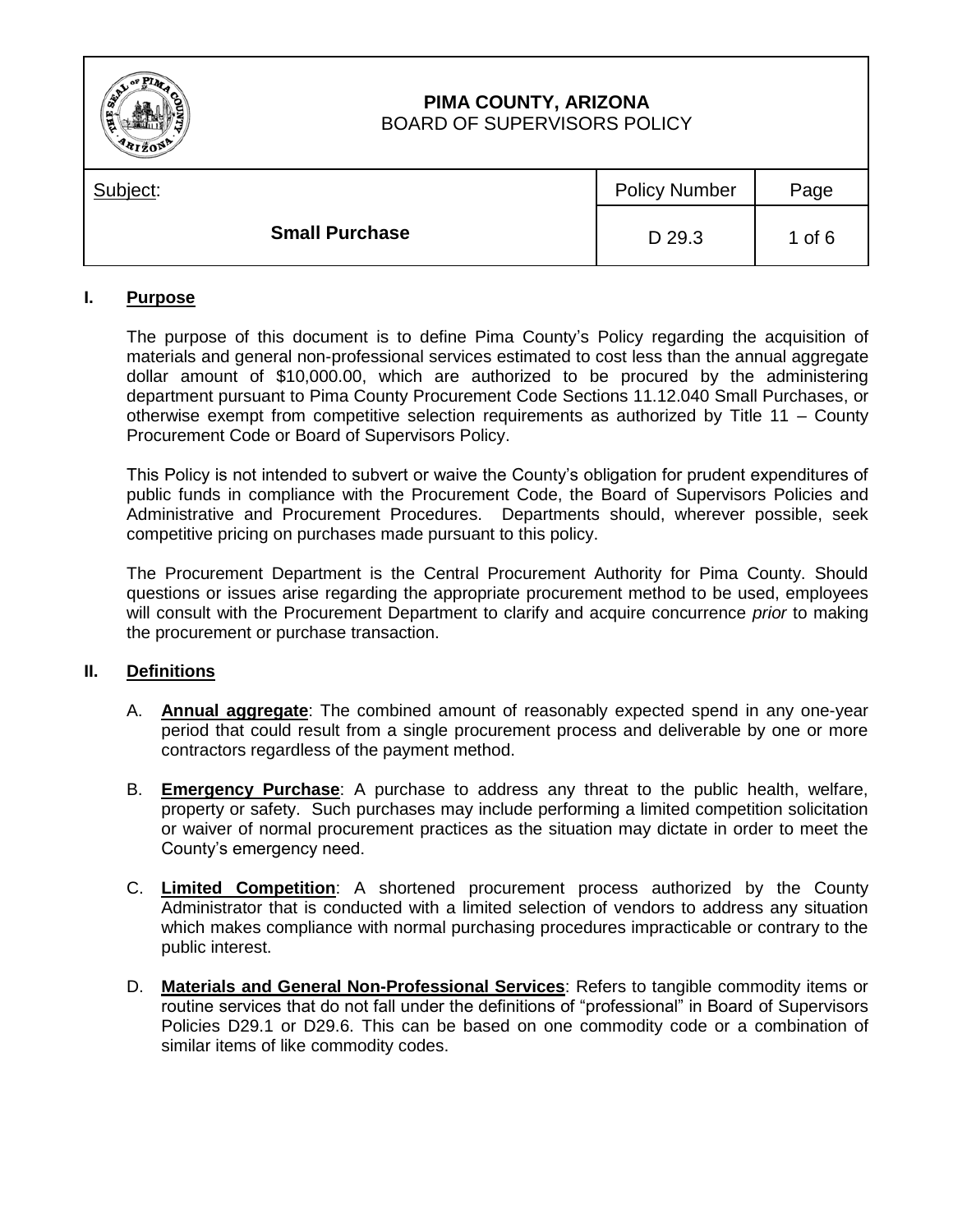**PIMA COUNTY, ARIZONA**
BOARD OF SUPERVISORS POLICY

| Subject: | Policy Number | Page |
|---|---|---|
| **Small Purchase** | D 29.3 | 1 of 6 |

## I. Purpose

The purpose of this document is to define Pima County's Policy regarding the acquisition of materials and general non-professional services estimated to cost less than the annual aggregate dollar amount of $10,000.00, which are authorized to be procured by the administering department pursuant to Pima County Procurement Code Sections 11.12.040 Small Purchases, or otherwise exempt from competitive selection requirements as authorized by Title 11 – County Procurement Code or Board of Supervisors Policy.

This Policy is not intended to subvert or waive the County's obligation for prudent expenditures of public funds in compliance with the Procurement Code, the Board of Supervisors Policies and Administrative and Procurement Procedures. Departments should, wherever possible, seek competitive pricing on purchases made pursuant to this policy.

The Procurement Department is the Central Procurement Authority for Pima County. Should questions or issues arise regarding the appropriate procurement method to be used, employees will consult with the Procurement Department to clarify and acquire concurrence *prior* to making the procurement or purchase transaction.

## II. Definitions

A. **Annual aggregate**: The combined amount of reasonably expected spend in any one-year period that could result from a single procurement process and deliverable by one or more contractors regardless of the payment method.

B. **Emergency Purchase**: A purchase to address any threat to the public health, welfare, property or safety. Such purchases may include performing a limited competition solicitation or waiver of normal procurement practices as the situation may dictate in order to meet the County's emergency need.

C. **Limited Competition**: A shortened procurement process authorized by the County Administrator that is conducted with a limited selection of vendors to address any situation which makes compliance with normal purchasing procedures impracticable or contrary to the public interest.

D. **Materials and General Non-Professional Services**: Refers to tangible commodity items or routine services that do not fall under the definitions of "professional" in Board of Supervisors Policies D29.1 or D29.6. This can be based on one commodity code or a combination of similar items of like commodity codes.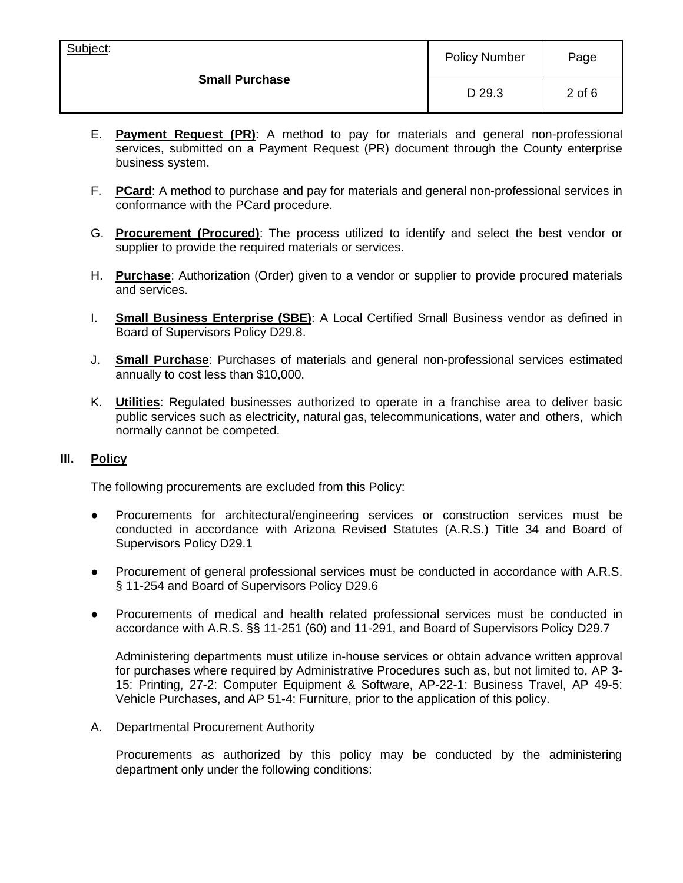E. **Payment Request (PR)**: A method to pay for materials and general non-professional services, submitted on a Payment Request (PR) document through the County enterprise business system.

F. **PCard**: A method to purchase and pay for materials and general non-professional services in conformance with the PCard procedure.

G. **Procurement (Procured)**: The process utilized to identify and select the best vendor or supplier to provide the required materials or services.

H. **Purchase**: Authorization (Order) given to a vendor or supplier to provide procured materials and services.

I. **Small Business Enterprise (SBE)**: A Local Certified Small Business vendor as defined in Board of Supervisors Policy D29.8.

J. **Small Purchase**: Purchases of materials and general non-professional services estimated annually to cost less than $10,000.

K. **Utilities**: Regulated businesses authorized to operate in a franchise area to deliver basic public services such as electricity, natural gas, telecommunications, water and others, which normally cannot be competed.

## III. Policy

The following procurements are excluded from this Policy:

- Procurements for architectural/engineering services or construction services must be conducted in accordance with Arizona Revised Statutes (A.R.S.) Title 34 and Board of Supervisors Policy D29.1
- Procurement of general professional services must be conducted in accordance with A.R.S. § 11-254 and Board of Supervisors Policy D29.6
- Procurements of medical and health related professional services must be conducted in accordance with A.R.S. §§ 11-251 (60) and 11-291, and Board of Supervisors Policy D29.7

Administering departments must utilize in-house services or obtain advance written approval for purchases where required by Administrative Procedures such as, but not limited to, AP 3-15: Printing, 27-2: Computer Equipment & Software, AP-22-1: Business Travel, AP 49-5: Vehicle Purchases, and AP 51-4: Furniture, prior to the application of this policy.

A. Departmental Procurement Authority

Procurements as authorized by this policy may be conducted by the administering department only under the following conditions: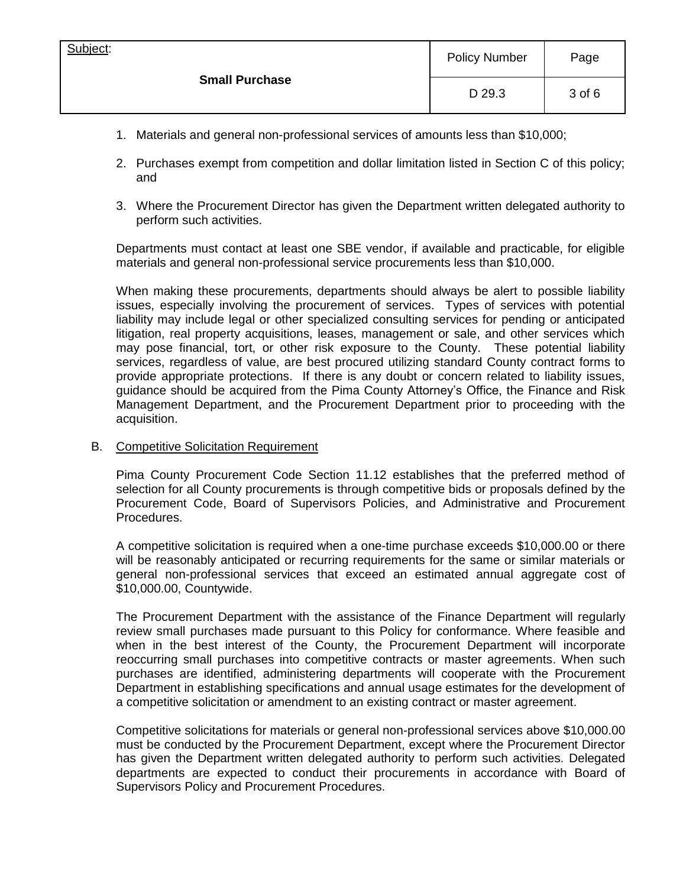1. Materials and general non-professional services of amounts less than $10,000;
2. Purchases exempt from competition and dollar limitation listed in Section C of this policy; and
3. Where the Procurement Director has given the Department written delegated authority to perform such activities.

Departments must contact at least one SBE vendor, if available and practicable, for eligible materials and general non-professional service procurements less than $10,000.

When making these procurements, departments should always be alert to possible liability issues, especially involving the procurement of services. Types of services with potential liability may include legal or other specialized consulting services for pending or anticipated litigation, real property acquisitions, leases, management or sale, and other services which may pose financial, tort, or other risk exposure to the County. These potential liability services, regardless of value, are best procured utilizing standard County contract forms to provide appropriate protections. If there is any doubt or concern related to liability issues, guidance should be acquired from the Pima County Attorney's Office, the Finance and Risk Management Department, and the Procurement Department prior to proceeding with the acquisition.

B. Competitive Solicitation Requirement

Pima County Procurement Code Section 11.12 establishes that the preferred method of selection for all County procurements is through competitive bids or proposals defined by the Procurement Code, Board of Supervisors Policies, and Administrative and Procurement Procedures.

A competitive solicitation is required when a one-time purchase exceeds $10,000.00 or there will be reasonably anticipated or recurring requirements for the same or similar materials or general non-professional services that exceed an estimated annual aggregate cost of $10,000.00, Countywide.

The Procurement Department with the assistance of the Finance Department will regularly review small purchases made pursuant to this Policy for conformance. Where feasible and when in the best interest of the County, the Procurement Department will incorporate reoccurring small purchases into competitive contracts or master agreements. When such purchases are identified, administering departments will cooperate with the Procurement Department in establishing specifications and annual usage estimates for the development of a competitive solicitation or amendment to an existing contract or master agreement.

Competitive solicitations for materials or general non-professional services above $10,000.00 must be conducted by the Procurement Department, except where the Procurement Director has given the Department written delegated authority to perform such activities. Delegated departments are expected to conduct their procurements in accordance with Board of Supervisors Policy and Procurement Procedures.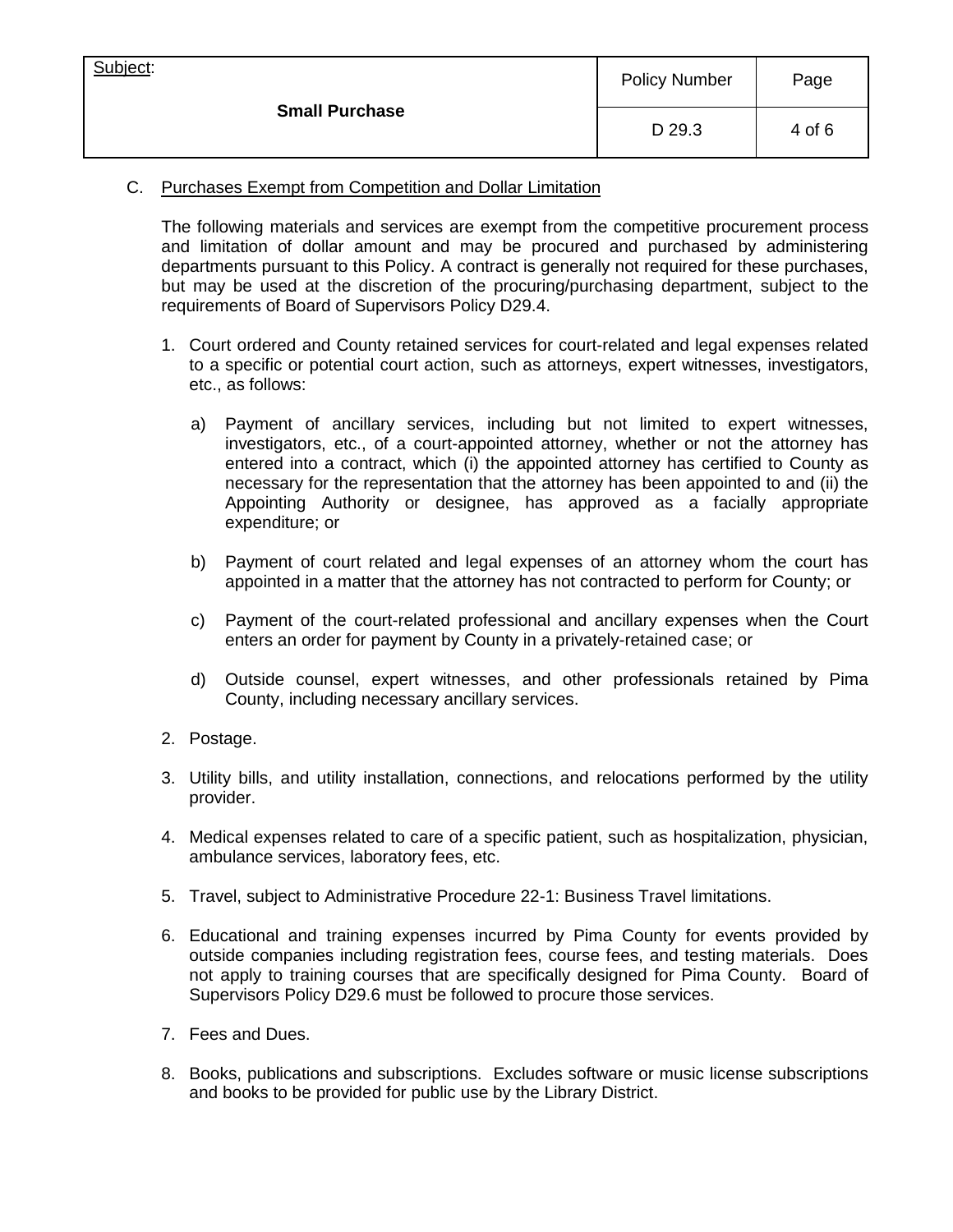C. Purchases Exempt from Competition and Dollar Limitation

The following materials and services are exempt from the competitive procurement process and limitation of dollar amount and may be procured and purchased by administering departments pursuant to this Policy. A contract is generally not required for these purchases, but may be used at the discretion of the procuring/purchasing department, subject to the requirements of Board of Supervisors Policy D29.4.

1. Court ordered and County retained services for court-related and legal expenses related to a specific or potential court action, such as attorneys, expert witnesses, investigators, etc., as follows:

   a) Payment of ancillary services, including but not limited to expert witnesses, investigators, etc., of a court-appointed attorney, whether or not the attorney has entered into a contract, which (i) the appointed attorney has certified to County as necessary for the representation that the attorney has been appointed to and (ii) the Appointing Authority or designee, has approved as a facially appropriate expenditure; or

   b) Payment of court related and legal expenses of an attorney whom the court has appointed in a matter that the attorney has not contracted to perform for County; or

   c) Payment of the court-related professional and ancillary expenses when the Court enters an order for payment by County in a privately-retained case; or

   d) Outside counsel, expert witnesses, and other professionals retained by Pima County, including necessary ancillary services.

2. Postage.

3. Utility bills, and utility installation, connections, and relocations performed by the utility provider.

4. Medical expenses related to care of a specific patient, such as hospitalization, physician, ambulance services, laboratory fees, etc.

5. Travel, subject to Administrative Procedure 22-1: Business Travel limitations.

6. Educational and training expenses incurred by Pima County for events provided by outside companies including registration fees, course fees, and testing materials. Does not apply to training courses that are specifically designed for Pima County. Board of Supervisors Policy D29.6 must be followed to procure those services.

7. Fees and Dues.

8. Books, publications and subscriptions. Excludes software or music license subscriptions and books to be provided for public use by the Library District.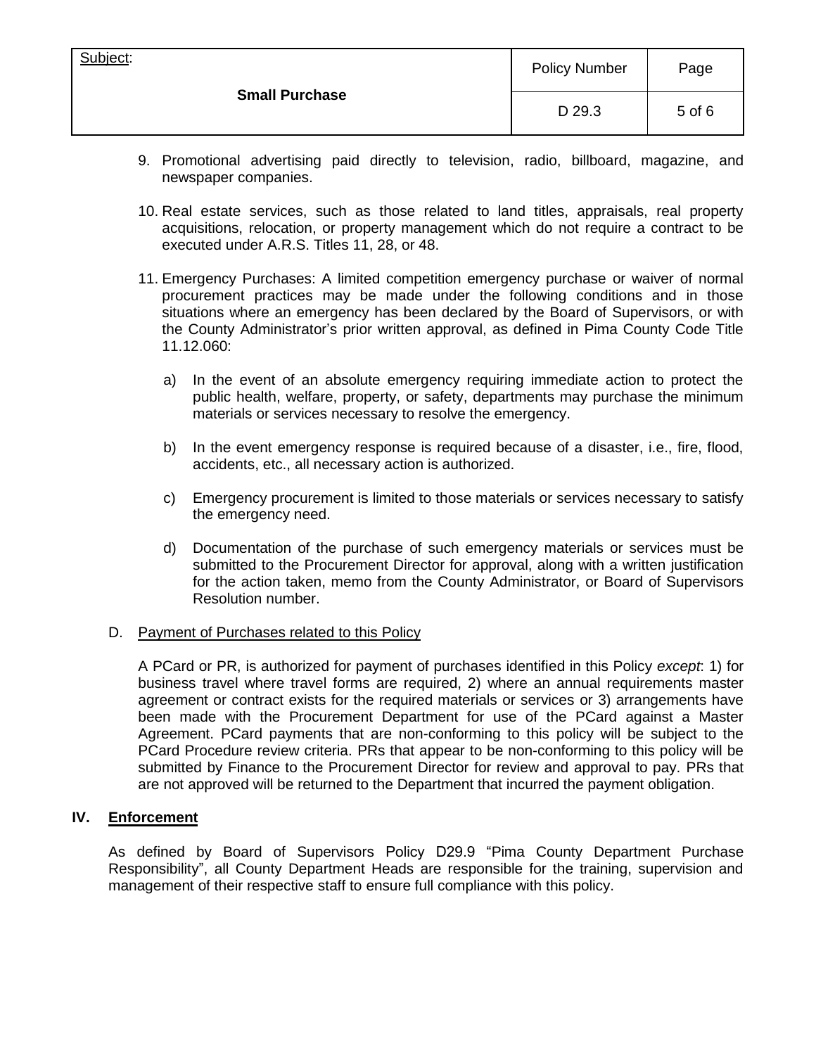9. Promotional advertising paid directly to television, radio, billboard, magazine, and newspaper companies.

10. Real estate services, such as those related to land titles, appraisals, real property acquisitions, relocation, or property management which do not require a contract to be executed under A.R.S. Titles 11, 28, or 48.

11. Emergency Purchases: A limited competition emergency purchase or waiver of normal procurement practices may be made under the following conditions and in those situations where an emergency has been declared by the Board of Supervisors, or with the County Administrator's prior written approval, as defined in Pima County Code Title 11.12.060:

    a) In the event of an absolute emergency requiring immediate action to protect the public health, welfare, property, or safety, departments may purchase the minimum materials or services necessary to resolve the emergency.

    b) In the event emergency response is required because of a disaster, i.e., fire, flood, accidents, etc., all necessary action is authorized.

    c) Emergency procurement is limited to those materials or services necessary to satisfy the emergency need.

    d) Documentation of the purchase of such emergency materials or services must be submitted to the Procurement Director for approval, along with a written justification for the action taken, memo from the County Administrator, or Board of Supervisors Resolution number.

D. Payment of Purchases related to this Policy

A PCard or PR, is authorized for payment of purchases identified in this Policy *except*: 1) for business travel where travel forms are required, 2) where an annual requirements master agreement or contract exists for the required materials or services or 3) arrangements have been made with the Procurement Department for use of the PCard against a Master Agreement. PCard payments that are non-conforming to this policy will be subject to the PCard Procedure review criteria. PRs that appear to be non-conforming to this policy will be submitted by Finance to the Procurement Director for review and approval to pay. PRs that are not approved will be returned to the Department that incurred the payment obligation.

## IV. Enforcement

As defined by Board of Supervisors Policy D29.9 "Pima County Department Purchase Responsibility", all County Department Heads are responsible for the training, supervision and management of their respective staff to ensure full compliance with this policy.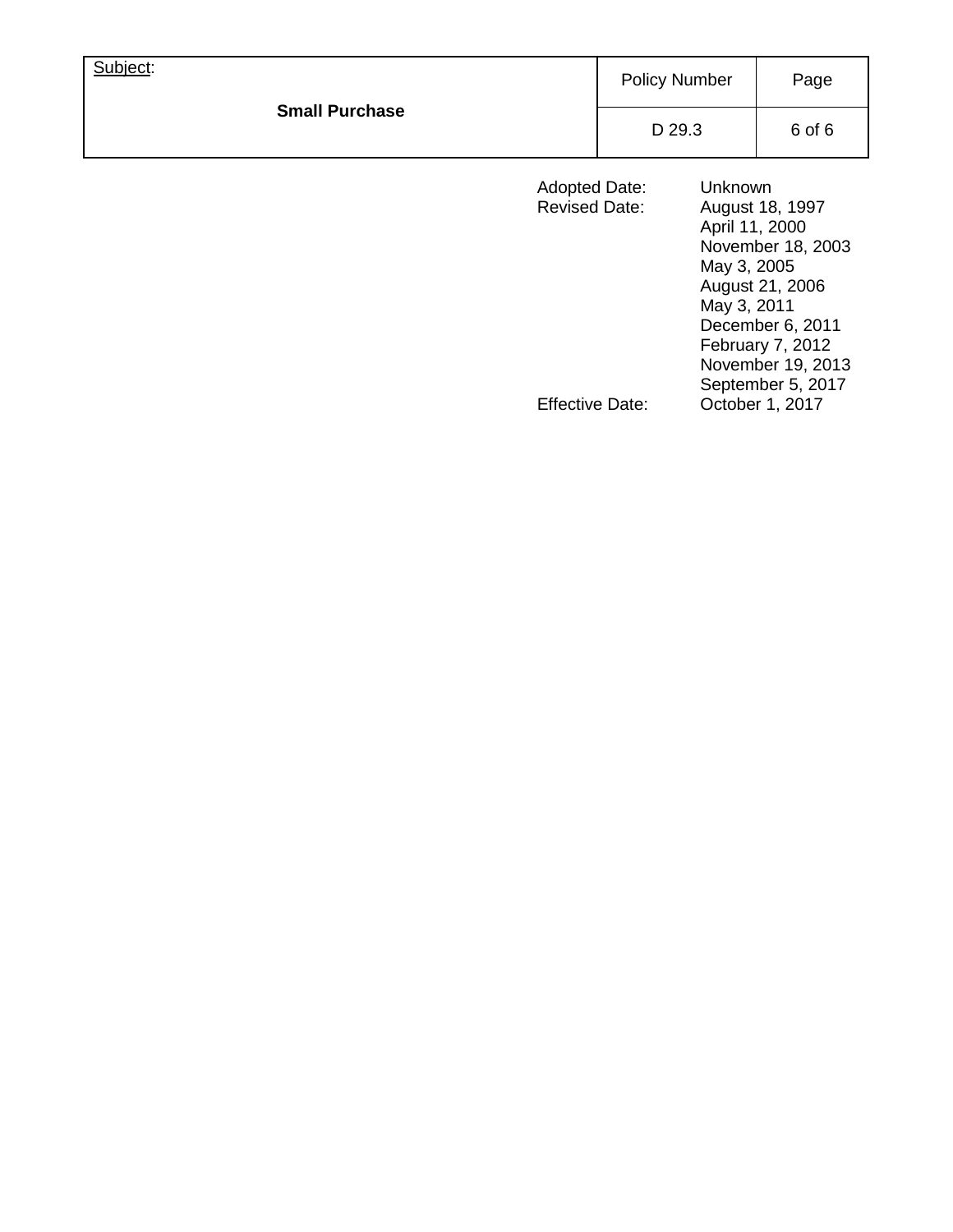| | |
|---|---|
| Adopted Date: | Unknown |
| Revised Date: | August 18, 1997 |
| | April 11, 2000 |
| | November 18, 2003 |
| | May 3, 2005 |
| | August 21, 2006 |
| | May 3, 2011 |
| | December 6, 2011 |
| | February 7, 2012 |
| | November 19, 2013 |
| | September 5, 2017 |
| Effective Date: | October 1, 2017 |